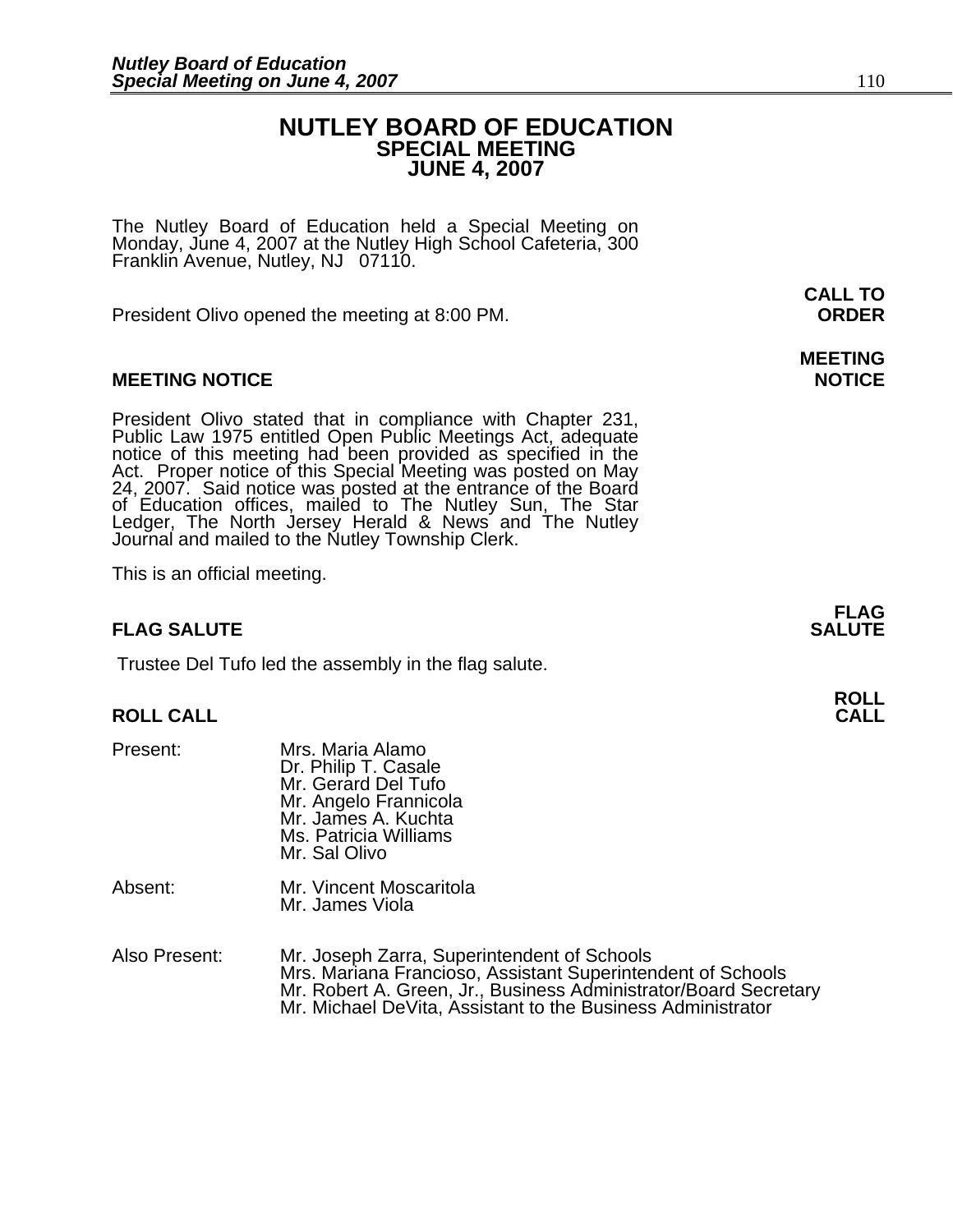# NUTLEY BOARD OF EDUCATION
## SPECIAL MEETING
## JUNE 4, 2007

The Nutley Board of Education held a Special Meeting on Monday, June 4, 2007 at the Nutley High School Cafeteria, 300 Franklin Avenue, Nutley, NJ 07110.

**CALL TO ORDER**

President Olivo opened the meeting at 8:00 PM.

**MEETING NOTICE**

### MEETING NOTICE

President Olivo stated that in compliance with Chapter 231, Public Law 1975 entitled Open Public Meetings Act, adequate notice of this meeting had been provided as specified in the Act. Proper notice of this Special Meeting was posted on May 24, 2007. Said notice was posted at the entrance of the Board of Education offices, mailed to The Nutley Sun, The Star Ledger, The North Jersey Herald & News and The Nutley Journal and mailed to the Nutley Township Clerk.

This is an official meeting.

**FLAG SALUTE**

### FLAG SALUTE

Trustee Del Tufo led the assembly in the flag salute.

**ROLL CALL**

### ROLL CALL

Present: Mrs. Maria Alamo
Dr. Philip T. Casale
Mr. Gerard Del Tufo
Mr. Angelo Frannicola
Mr. James A. Kuchta
Ms. Patricia Williams
Mr. Sal Olivo

Absent: Mr. Vincent Moscaritola
Mr. James Viola

Also Present: Mr. Joseph Zarra, Superintendent of Schools
Mrs. Mariana Francioso, Assistant Superintendent of Schools
Mr. Robert A. Green, Jr., Business Administrator/Board Secretary
Mr. Michael DeVita, Assistant to the Business Administrator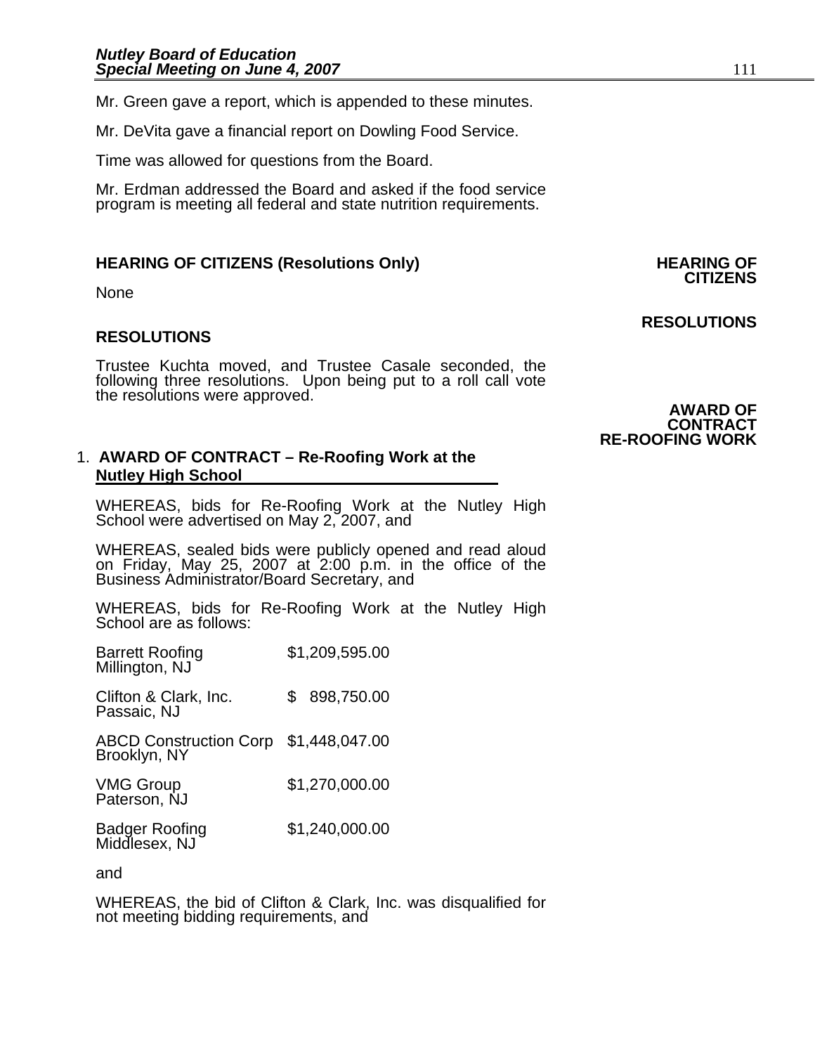Mr. Green gave a report, which is appended to these minutes.

Mr. DeVita gave a financial report on Dowling Food Service.

Time was allowed for questions from the Board.

Mr. Erdman addressed the Board and asked if the food service program is meeting all federal and state nutrition requirements.

**HEARING OF CITIZENS (Resolutions Only)** **HEARING OF CITIZENS**

None

**RESOLUTIONS**

**RESOLUTIONS**

Trustee Kuchta moved, and Trustee Casale seconded, the following three resolutions. Upon being put to a roll call vote the resolutions were approved.

**AWARD OF CONTRACT RE-ROOFING WORK**

1. **AWARD OF CONTRACT – Re-Roofing Work at the <u>Nutley High School</u>**

WHEREAS, bids for Re-Roofing Work at the Nutley High School were advertised on May 2, 2007, and

WHEREAS, sealed bids were publicly opened and read aloud on Friday, May 25, 2007 at 2:00 p.m. in the office of the Business Administrator/Board Secretary, and

WHEREAS, bids for Re-Roofing Work at the Nutley High School are as follows:

| Bidder | Amount |
|---|---|
| Barrett Roofing<br>Millington, NJ | $1,209,595.00 |
| Clifton & Clark, Inc.<br>Passaic, NJ | $ 898,750.00 |
| ABCD Construction Corp<br>Brooklyn, NY | $1,448,047.00 |
| VMG Group<br>Paterson, NJ | $1,270,000.00 |
| Badger Roofing<br>Middlesex, NJ | $1,240,000.00 |

and

WHEREAS, the bid of Clifton & Clark, Inc. was disqualified for not meeting bidding requirements, and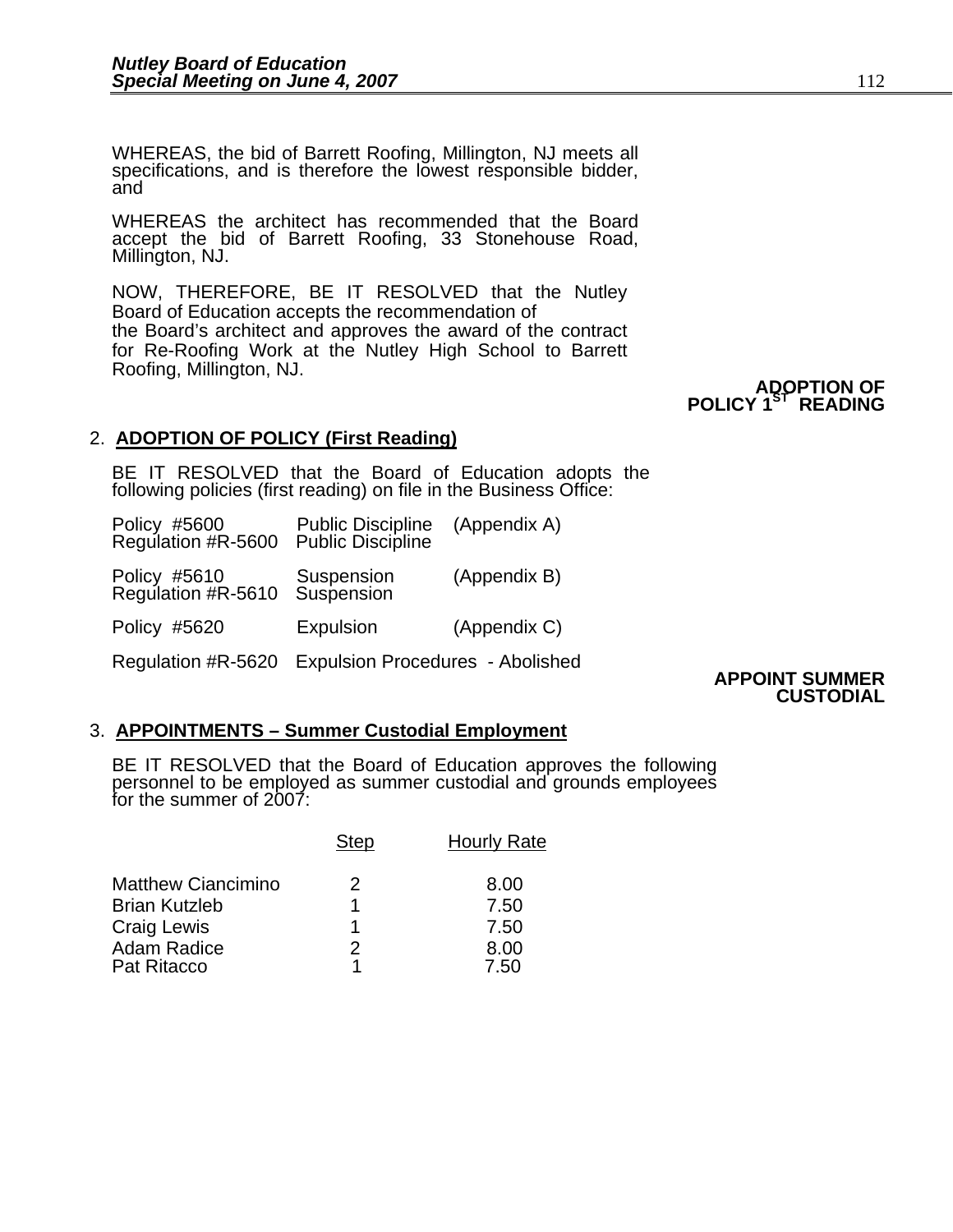WHEREAS, the bid of Barrett Roofing, Millington, NJ meets all specifications, and is therefore the lowest responsible bidder, and

WHEREAS the architect has recommended that the Board accept the bid of Barrett Roofing, 33 Stonehouse Road, Millington, NJ.

NOW, THEREFORE, BE IT RESOLVED that the Nutley Board of Education accepts the recommendation of the Board's architect and approves the award of the contract for Re-Roofing Work at the Nutley High School to Barrett Roofing, Millington, NJ.

**ADOPTION OF POLICY 1ST READING**

2. **ADOPTION OF POLICY (First Reading)**

BE IT RESOLVED that the Board of Education adopts the following policies (first reading) on file in the Business Office:

| | | |
|---|---|---|
| Policy #5600 | Public Discipline | (Appendix A) |
| Regulation #R-5600 | Public Discipline | |
| Policy #5610 | Suspension | (Appendix B) |
| Regulation #R-5610 | Suspension | |
| Policy #5620 | Expulsion | (Appendix C) |
| Regulation #R-5620 | Expulsion Procedures - Abolished | |

**APPOINT SUMMER CUSTODIAL**

3. **APPOINTMENTS – Summer Custodial Employment**

BE IT RESOLVED that the Board of Education approves the following personnel to be employed as summer custodial and grounds employees for the summer of 2007:

| | Step | Hourly Rate |
|---|---|---|
| Matthew Ciancimino | 2 | 8.00 |
| Brian Kutzleb | 1 | 7.50 |
| Craig Lewis | 1 | 7.50 |
| Adam Radice | 2 | 8.00 |
| Pat Ritacco | 1 | 7.50 |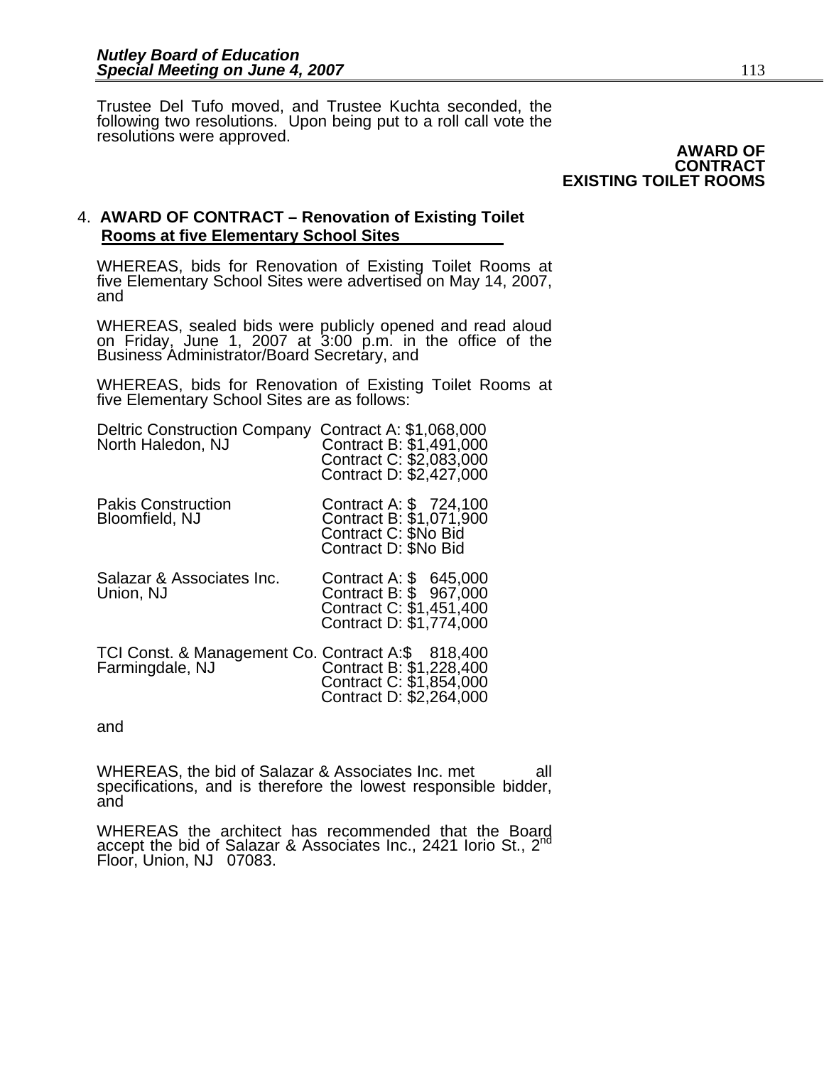Trustee Del Tufo moved, and Trustee Kuchta seconded, the following two resolutions. Upon being put to a roll call vote the resolutions were approved.

**AWARD OF CONTRACT EXISTING TOILET ROOMS**

4. **AWARD OF CONTRACT – Renovation of Existing Toilet Rooms at five Elementary School Sites**

WHEREAS, bids for Renovation of Existing Toilet Rooms at five Elementary School Sites were advertised on May 14, 2007, and

WHEREAS, sealed bids were publicly opened and read aloud on Friday, June 1, 2007 at 3:00 p.m. in the office of the Business Administrator/Board Secretary, and

WHEREAS, bids for Renovation of Existing Toilet Rooms at five Elementary School Sites are as follows:

| Bidder | Bid |
|---|---|
| Deltric Construction Company<br>North Haledon, NJ | Contract A: $1,068,000<br>Contract B: $1,491,000<br>Contract C: $2,083,000<br>Contract D: $2,427,000 |
| Pakis Construction<br>Bloomfield, NJ | Contract A: $ 724,100<br>Contract B: $1,071,900<br>Contract C: $No Bid<br>Contract D: $No Bid |
| Salazar & Associates Inc.<br>Union, NJ | Contract A: $ 645,000<br>Contract B: $ 967,000<br>Contract C: $1,451,400<br>Contract D: $1,774,000 |
| TCI Const. & Management Co.<br>Farmingdale, NJ | Contract A:$ 818,400<br>Contract B: $1,228,400<br>Contract C: $1,854,000<br>Contract D: $2,264,000 |

and

WHEREAS, the bid of Salazar & Associates Inc. met all specifications, and is therefore the lowest responsible bidder, and

WHEREAS the architect has recommended that the Board accept the bid of Salazar & Associates Inc., 2421 Iorio St., 2nd Floor, Union, NJ 07083.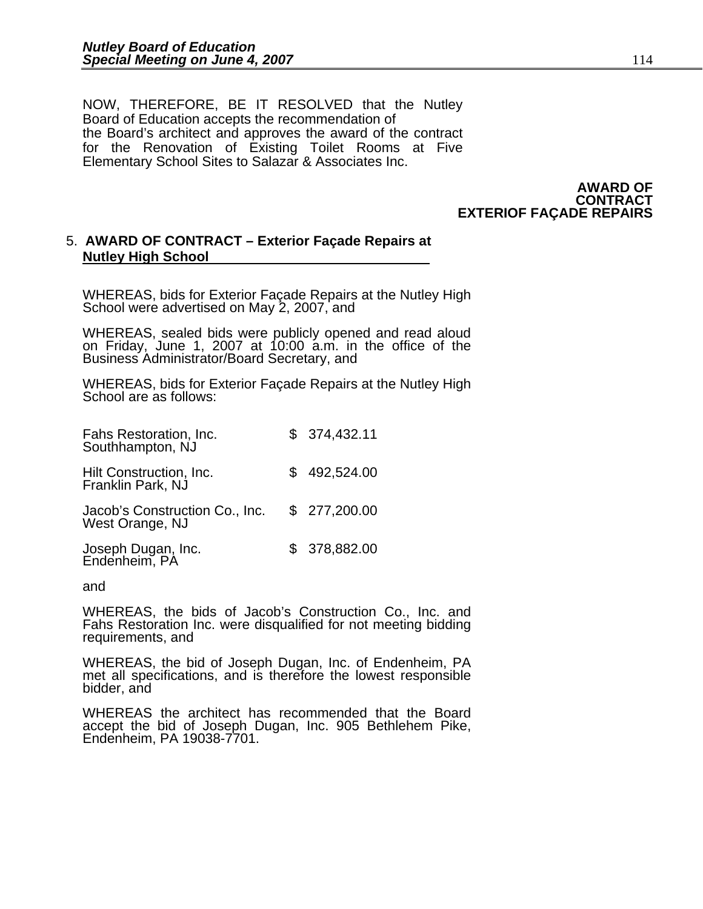NOW, THEREFORE, BE IT RESOLVED that the Nutley Board of Education accepts the recommendation of the Board's architect and approves the award of the contract for the Renovation of Existing Toilet Rooms at Five Elementary School Sites to Salazar & Associates Inc.

**AWARD OF CONTRACT EXTERIOF FAÇADE REPAIRS**

5. **AWARD OF CONTRACT – Exterior Façade Repairs at Nutley High School**

WHEREAS, bids for Exterior Façade Repairs at the Nutley High School were advertised on May 2, 2007, and

WHEREAS, sealed bids were publicly opened and read aloud on Friday, June 1, 2007 at 10:00 a.m. in the office of the Business Administrator/Board Secretary, and

WHEREAS, bids for Exterior Façade Repairs at the Nutley High School are as follows:

| Bidder | Amount |
|---|---|
| Fahs Restoration, Inc. Southhampton, NJ | $ 374,432.11 |
| Hilt Construction, Inc. Franklin Park, NJ | $ 492,524.00 |
| Jacob's Construction Co., Inc. West Orange, NJ | $ 277,200.00 |
| Joseph Dugan, Inc. Endenheim, PA | $ 378,882.00 |

and

WHEREAS, the bids of Jacob's Construction Co., Inc. and Fahs Restoration Inc. were disqualified for not meeting bidding requirements, and

WHEREAS, the bid of Joseph Dugan, Inc. of Endenheim, PA met all specifications, and is therefore the lowest responsible bidder, and

WHEREAS the architect has recommended that the Board accept the bid of Joseph Dugan, Inc. 905 Bethlehem Pike, Endenheim, PA 19038-7701.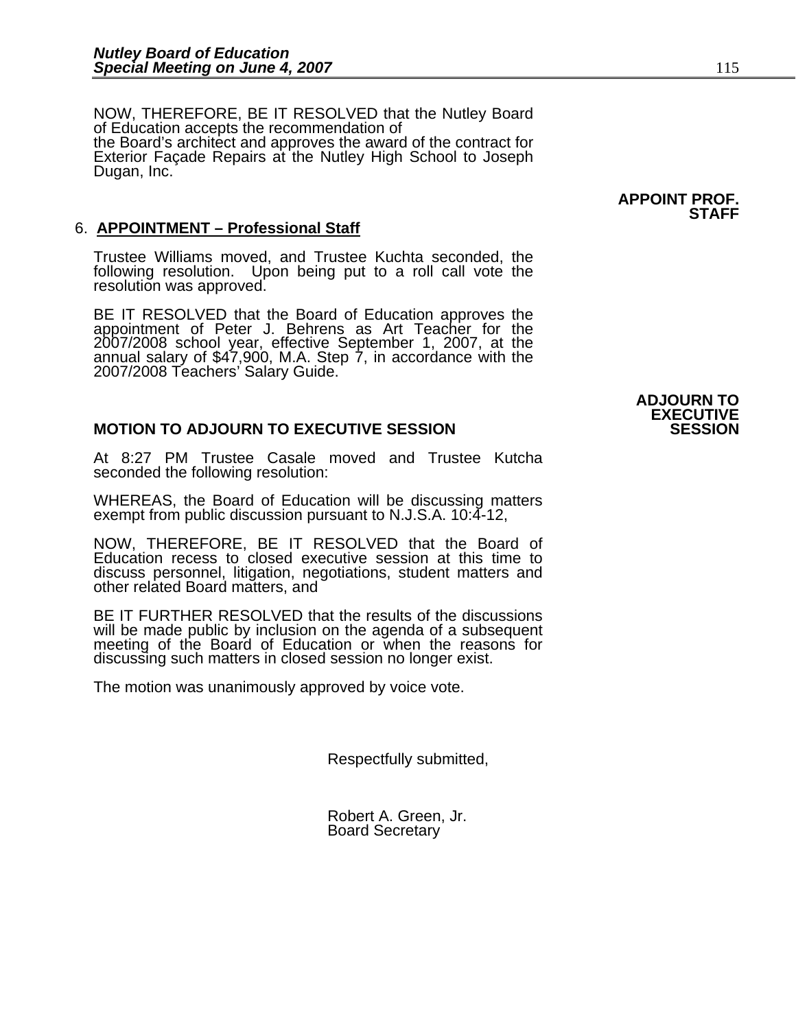NOW, THEREFORE, BE IT RESOLVED that the Nutley Board of Education accepts the recommendation of the Board's architect and approves the award of the contract for Exterior Façade Repairs at the Nutley High School to Joseph Dugan, Inc.

**APPOINT PROF. STAFF**

6. **APPOINTMENT – Professional Staff**

Trustee Williams moved, and Trustee Kuchta seconded, the following resolution. Upon being put to a roll call vote the resolution was approved.

BE IT RESOLVED that the Board of Education approves the appointment of Peter J. Behrens as Art Teacher for the 2007/2008 school year, effective September 1, 2007, at the annual salary of $47,900, M.A. Step 7, in accordance with the 2007/2008 Teachers' Salary Guide.

**ADJOURN TO EXECUTIVE SESSION**

**MOTION TO ADJOURN TO EXECUTIVE SESSION**

At 8:27 PM Trustee Casale moved and Trustee Kutcha seconded the following resolution:

WHEREAS, the Board of Education will be discussing matters exempt from public discussion pursuant to N.J.S.A. 10:4-12,

NOW, THEREFORE, BE IT RESOLVED that the Board of Education recess to closed executive session at this time to discuss personnel, litigation, negotiations, student matters and other related Board matters, and

BE IT FURTHER RESOLVED that the results of the discussions will be made public by inclusion on the agenda of a subsequent meeting of the Board of Education or when the reasons for discussing such matters in closed session no longer exist.

The motion was unanimously approved by voice vote.

Respectfully submitted,

Robert A. Green, Jr.
Board Secretary